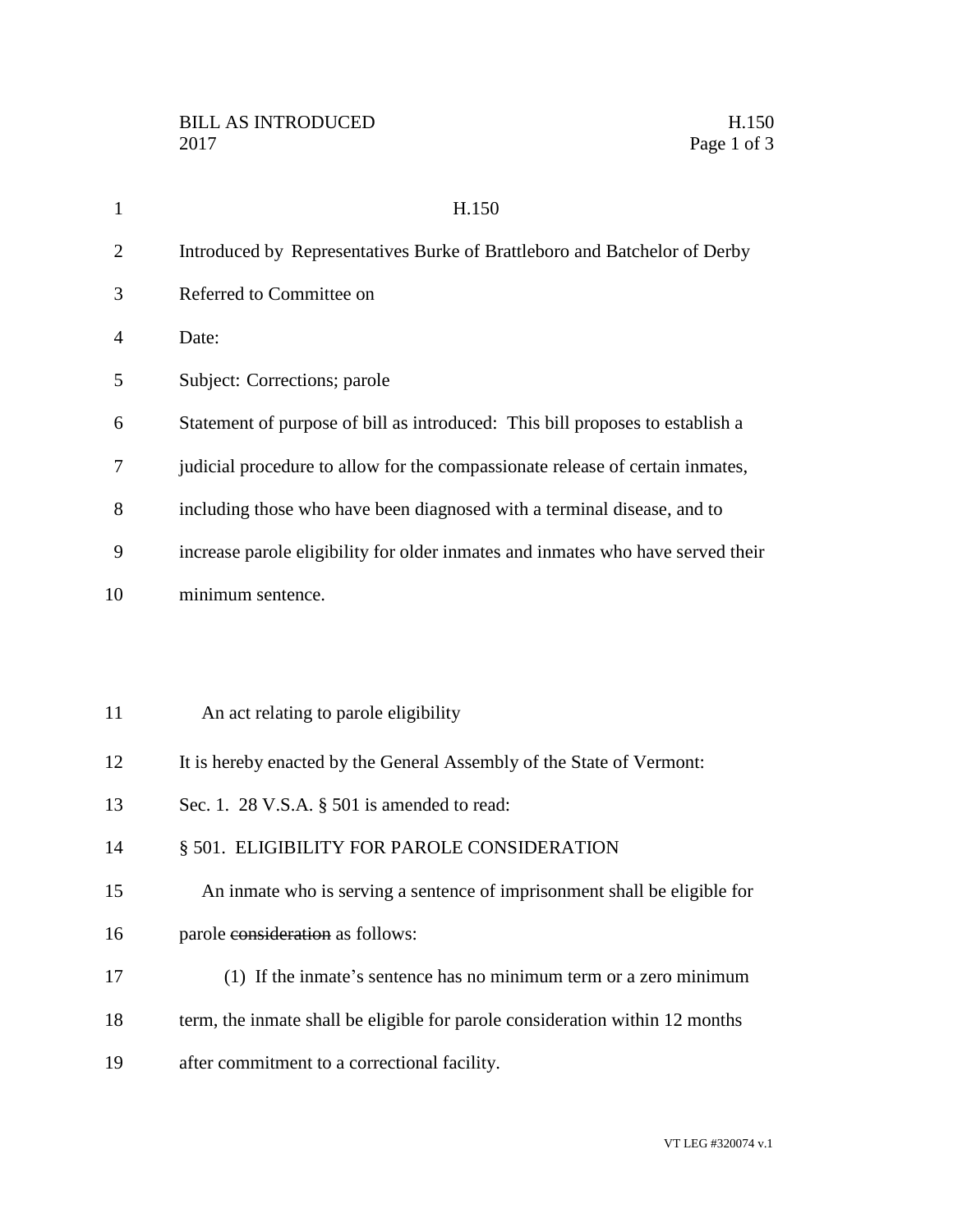BILL AS INTRODUCED H.150
2017

# H.150

Introduced by Representatives Burke of Brattleboro and Batchelor of Derby

Referred to Committee on

Date:

Subject: Corrections; parole

Statement of purpose of bill as introduced: This bill proposes to establish a judicial procedure to allow for the compassionate release of certain inmates, including those who have been diagnosed with a terminal disease, and to increase parole eligibility for older inmates and inmates who have served their minimum sentence.

An act relating to parole eligibility

It is hereby enacted by the General Assembly of the State of Vermont:

Sec. 1. 28 V.S.A. § 501 is amended to read:

§ 501. ELIGIBILITY FOR PAROLE CONSIDERATION

An inmate who is serving a sentence of imprisonment shall be eligible for parole ~~consideration~~ as follows:

(1) If the inmate's sentence has no minimum term or a zero minimum term, the inmate shall be eligible for parole consideration within 12 months after commitment to a correctional facility.

VT LEG #320074 v.1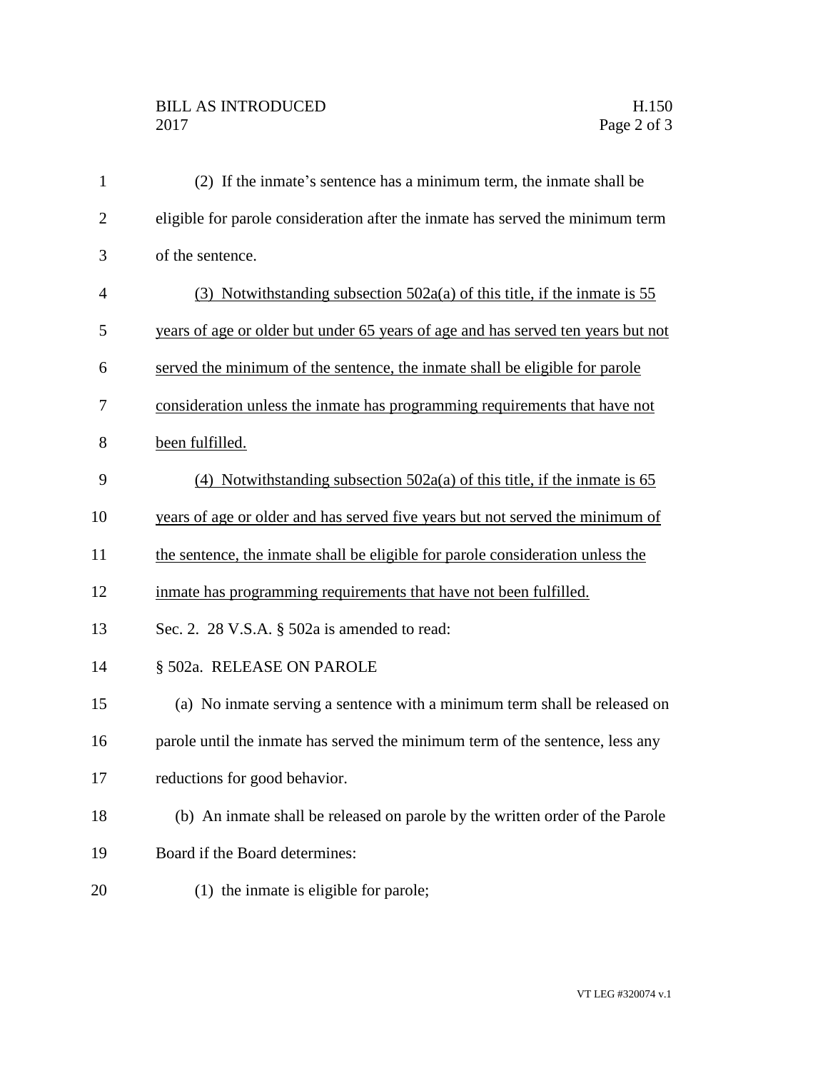(2) If the inmate's sentence has a minimum term, the inmate shall be eligible for parole consideration after the inmate has served the minimum term of the sentence.

<u>(3) Notwithstanding subsection 502a(a) of this title, if the inmate is 55 years of age or older but under 65 years of age and has served ten years but not served the minimum of the sentence, the inmate shall be eligible for parole consideration unless the inmate has programming requirements that have not been fulfilled.</u>

<u>(4) Notwithstanding subsection 502a(a) of this title, if the inmate is 65 years of age or older and has served five years but not served the minimum of the sentence, the inmate shall be eligible for parole consideration unless the inmate has programming requirements that have not been fulfilled.</u>

Sec. 2. 28 V.S.A. § 502a is amended to read:

§ 502a. RELEASE ON PAROLE

(a) No inmate serving a sentence with a minimum term shall be released on parole until the inmate has served the minimum term of the sentence, less any reductions for good behavior.

(b) An inmate shall be released on parole by the written order of the Parole Board if the Board determines:

(1) the inmate is eligible for parole;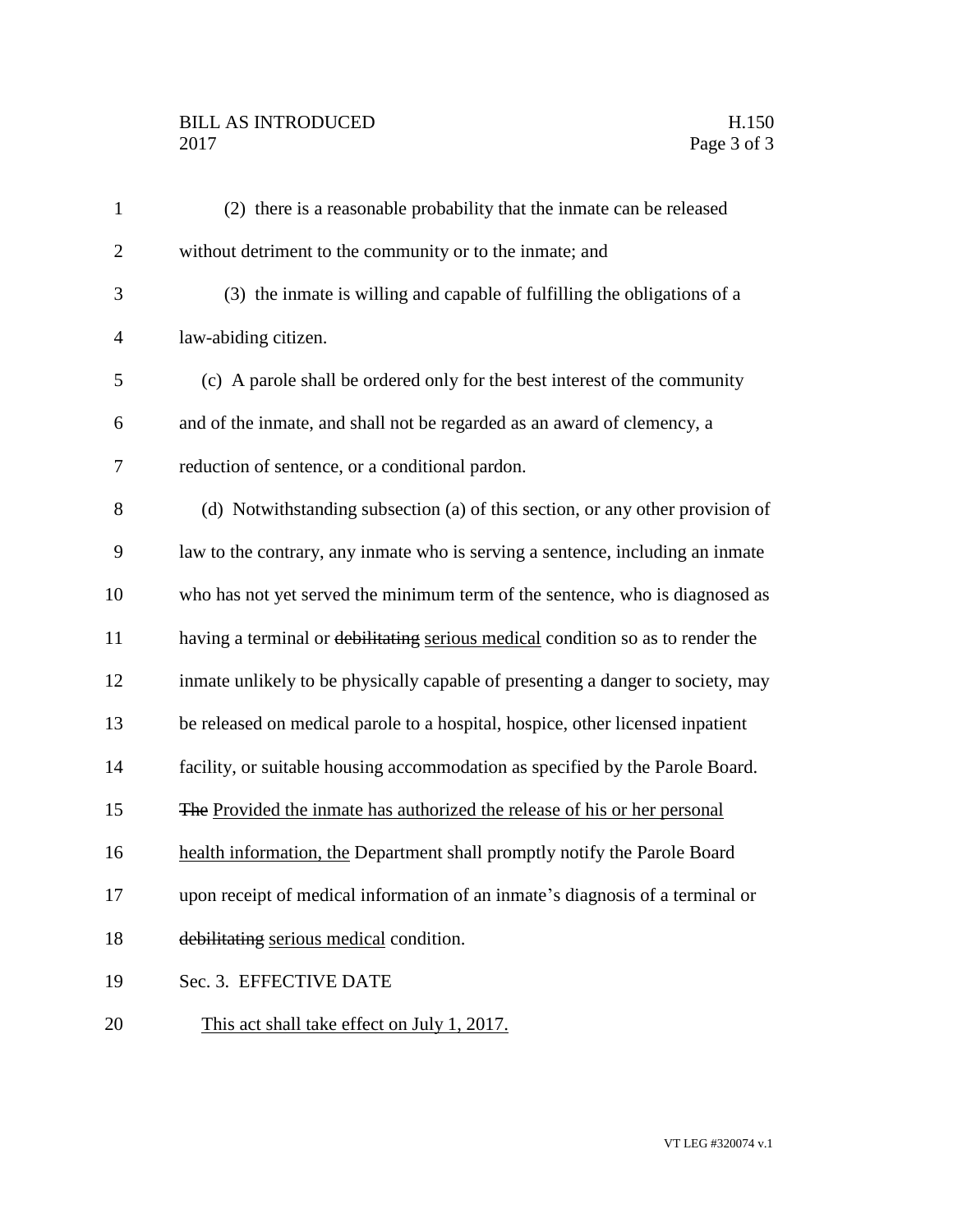(2) there is a reasonable probability that the inmate can be released without detriment to the community or to the inmate; and

(3) the inmate is willing and capable of fulfilling the obligations of a law-abiding citizen.

(c) A parole shall be ordered only for the best interest of the community and of the inmate, and shall not be regarded as an award of clemency, a reduction of sentence, or a conditional pardon.

(d) Notwithstanding subsection (a) of this section, or any other provision of law to the contrary, any inmate who is serving a sentence, including an inmate who has not yet served the minimum term of the sentence, who is diagnosed as having a terminal or ~~debilitating~~ <u>serious medical</u> condition so as to render the inmate unlikely to be physically capable of presenting a danger to society, may be released on medical parole to a hospital, hospice, other licensed inpatient facility, or suitable housing accommodation as specified by the Parole Board. ~~The~~ <u>Provided the inmate has authorized the release of his or her personal health information, the</u> Department shall promptly notify the Parole Board upon receipt of medical information of an inmate's diagnosis of a terminal or ~~debilitating~~ <u>serious medical</u> condition.

Sec. 3. EFFECTIVE DATE

<u>This act shall take effect on July 1, 2017.</u>